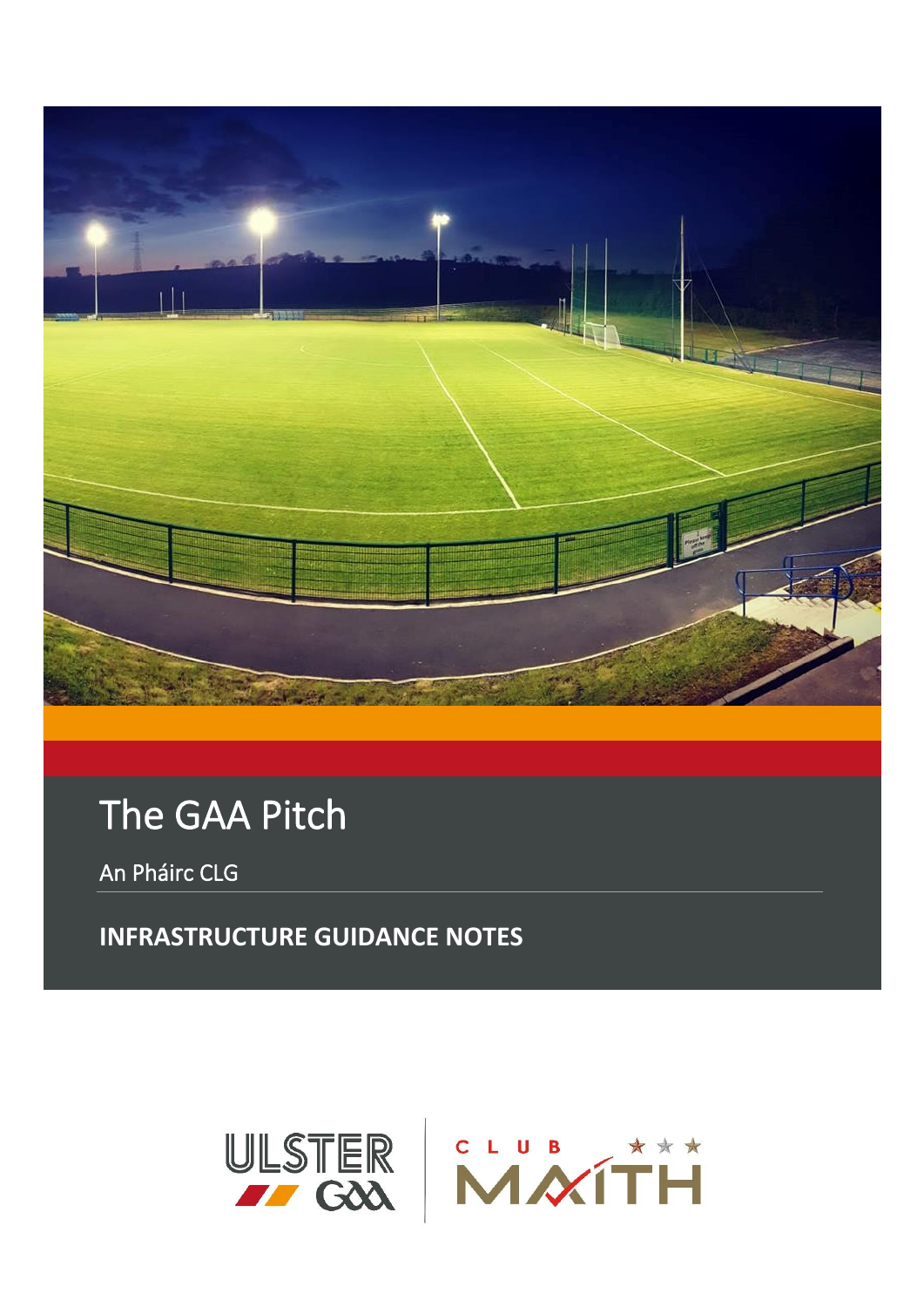# The GAA Pitch

An Pháirc CLG

**INFRASTRUCTURE GUIDANCE NOTES**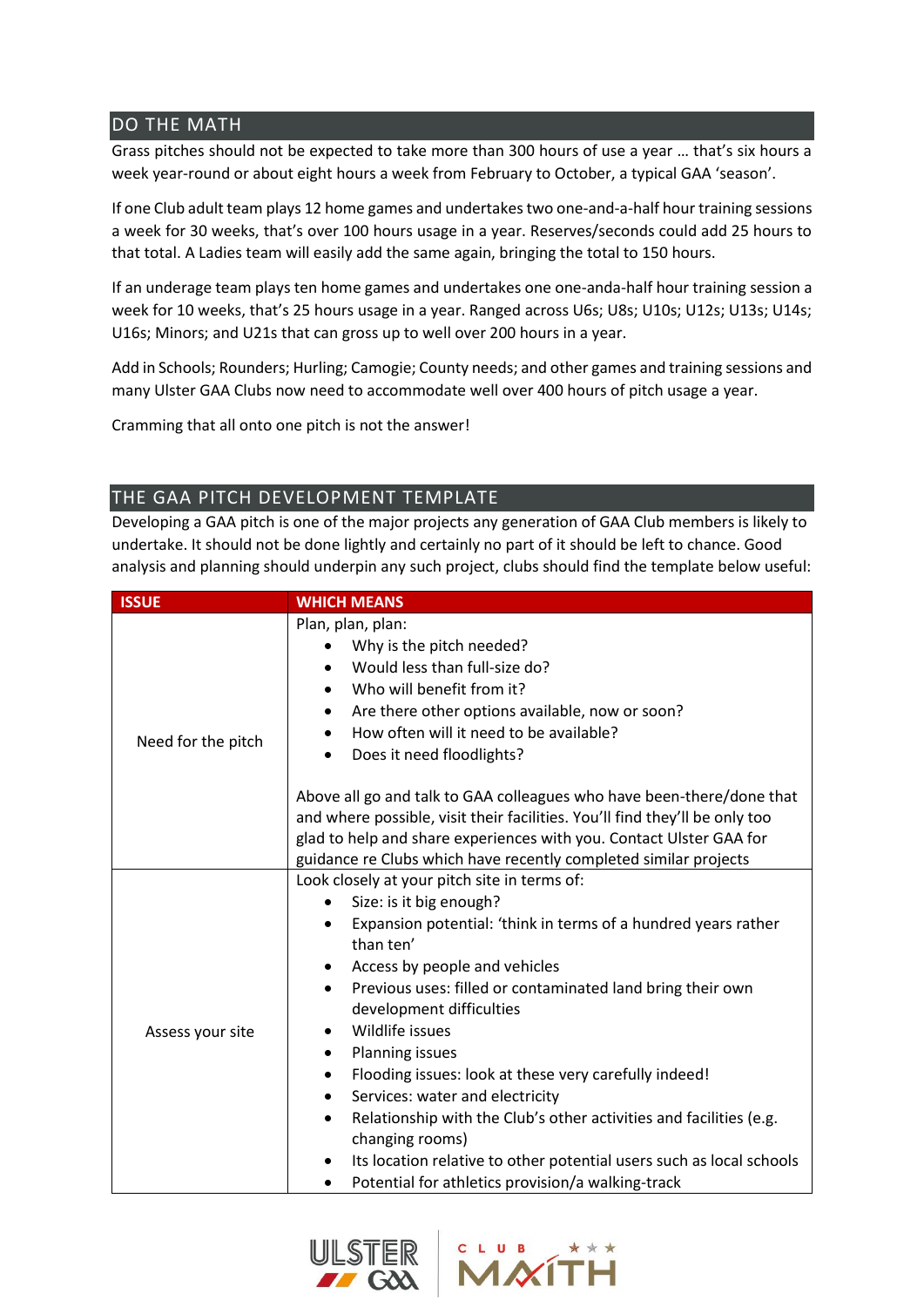## DO THE MATH

Grass pitches should not be expected to take more than 300 hours of use a year … that's six hours a week year-round or about eight hours a week from February to October, a typical GAA 'season'.

If one Club adult team plays 12 home games and undertakes two one-and-a-half hour training sessions a week for 30 weeks, that's over 100 hours usage in a year. Reserves/seconds could add 25 hours to that total. A Ladies team will easily add the same again, bringing the total to 150 hours.

If an underage team plays ten home games and undertakes one one-anda-half hour training session a week for 10 weeks, that's 25 hours usage in a year. Ranged across U6s; U8s; U10s; U12s; U13s; U14s; U16s; Minors; and U21s that can gross up to well over 200 hours in a year.

Add in Schools; Rounders; Hurling; Camogie; County needs; and other games and training sessions and many Ulster GAA Clubs now need to accommodate well over 400 hours of pitch usage a year.

Cramming that all onto one pitch is not the answer!

## THE GAA PITCH DEVELOPMENT TEMPLATE

Developing a GAA pitch is one of the major projects any generation of GAA Club members is likely to undertake. It should not be done lightly and certainly no part of it should be left to chance. Good analysis and planning should underpin any such project, clubs should find the template below useful:

| ISSUE | WHICH MEANS |
|---|---|
| Need for the pitch | Plan, plan, plan:<br>• Why is the pitch needed?<br>• Would less than full-size do?<br>• Who will benefit from it?<br>• Are there other options available, now or soon?<br>• How often will it need to be available?<br>• Does it need floodlights?<br><br>Above all go and talk to GAA colleagues who have been-there/done that and where possible, visit their facilities. You'll find they'll be only too glad to help and share experiences with you. Contact Ulster GAA for guidance re Clubs which have recently completed similar projects |
| Assess your site | Look closely at your pitch site in terms of:<br>• Size: is it big enough?<br>• Expansion potential: 'think in terms of a hundred years rather than ten'<br>• Access by people and vehicles<br>• Previous uses: filled or contaminated land bring their own development difficulties<br>• Wildlife issues<br>• Planning issues<br>• Flooding issues: look at these very carefully indeed!<br>• Services: water and electricity<br>• Relationship with the Club's other activities and facilities (e.g. changing rooms)<br>• Its location relative to other potential users such as local schools<br>• Potential for athletics provision/a walking-track |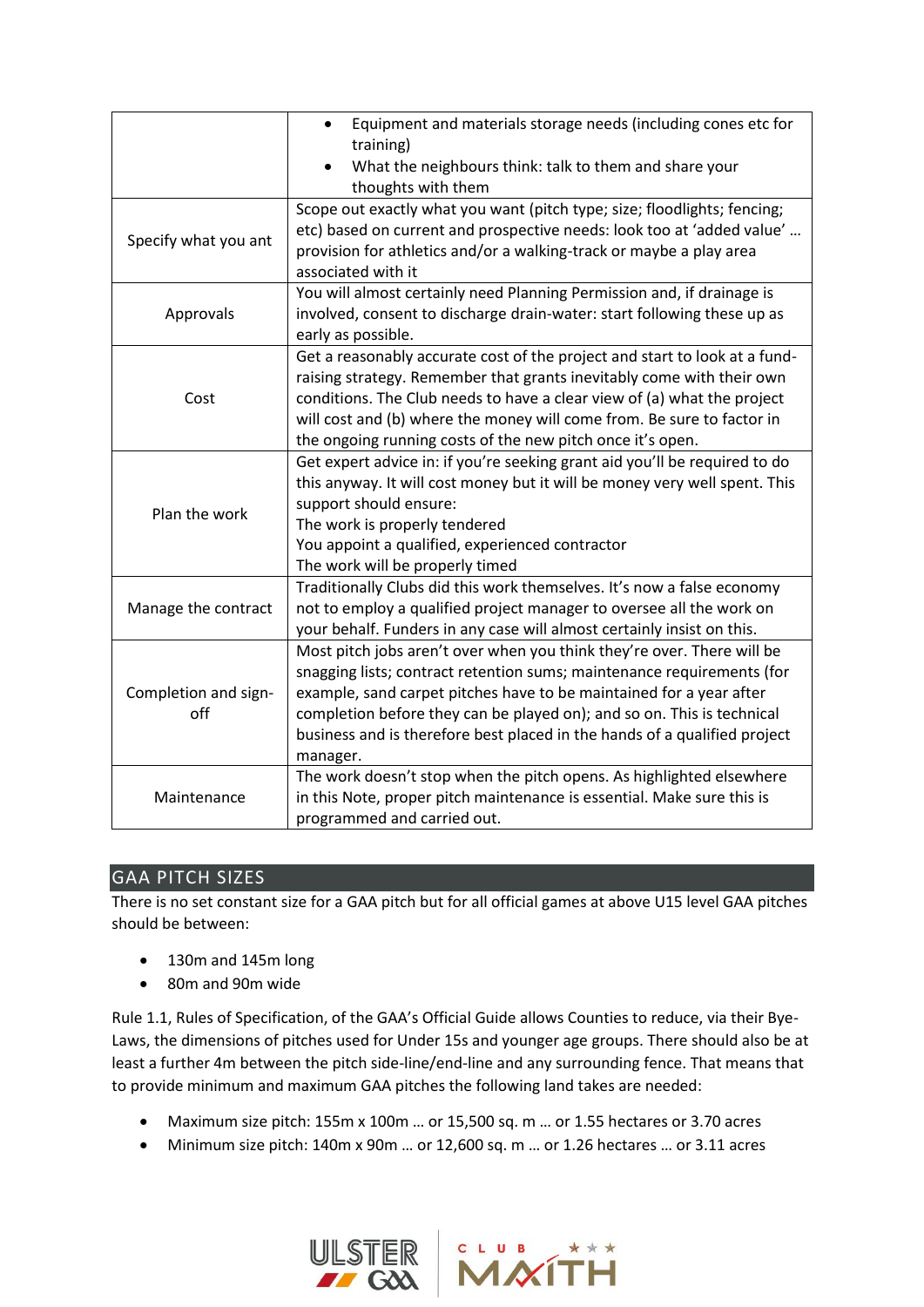| | |
|---|---|
| | • Equipment and materials storage needs (including cones etc for training)<br>• What the neighbours think: talk to them and share your thoughts with them |
| Specify what you ant | Scope out exactly what you want (pitch type; size; floodlights; fencing; etc) based on current and prospective needs: look too at 'added value' … provision for athletics and/or a walking-track or maybe a play area associated with it |
| Approvals | You will almost certainly need Planning Permission and, if drainage is involved, consent to discharge drain-water: start following these up as early as possible. |
| Cost | Get a reasonably accurate cost of the project and start to look at a fund-raising strategy. Remember that grants inevitably come with their own conditions. The Club needs to have a clear view of (a) what the project will cost and (b) where the money will come from. Be sure to factor in the ongoing running costs of the new pitch once it's open. |
| Plan the work | Get expert advice in: if you're seeking grant aid you'll be required to do this anyway. It will cost money but it will be money very well spent. This support should ensure:<br>The work is properly tendered<br>You appoint a qualified, experienced contractor<br>The work will be properly timed |
| Manage the contract | Traditionally Clubs did this work themselves. It's now a false economy not to employ a qualified project manager to oversee all the work on your behalf. Funders in any case will almost certainly insist on this. |
| Completion and sign-off | Most pitch jobs aren't over when you think they're over. There will be snagging lists; contract retention sums; maintenance requirements (for example, sand carpet pitches have to be maintained for a year after completion before they can be played on); and so on. This is technical business and is therefore best placed in the hands of a qualified project manager. |
| Maintenance | The work doesn't stop when the pitch opens. As highlighted elsewhere in this Note, proper pitch maintenance is essential. Make sure this is programmed and carried out. |

## GAA PITCH SIZES

There is no set constant size for a GAA pitch but for all official games at above U15 level GAA pitches should be between:

- 130m and 145m long
- 80m and 90m wide

Rule 1.1, Rules of Specification, of the GAA's Official Guide allows Counties to reduce, via their Bye-Laws, the dimensions of pitches used for Under 15s and younger age groups. There should also be at least a further 4m between the pitch side-line/end-line and any surrounding fence. That means that to provide minimum and maximum GAA pitches the following land takes are needed:

- Maximum size pitch: 155m x 100m … or 15,500 sq. m … or 1.55 hectares or 3.70 acres
- Minimum size pitch: 140m x 90m … or 12,600 sq. m … or 1.26 hectares … or 3.11 acres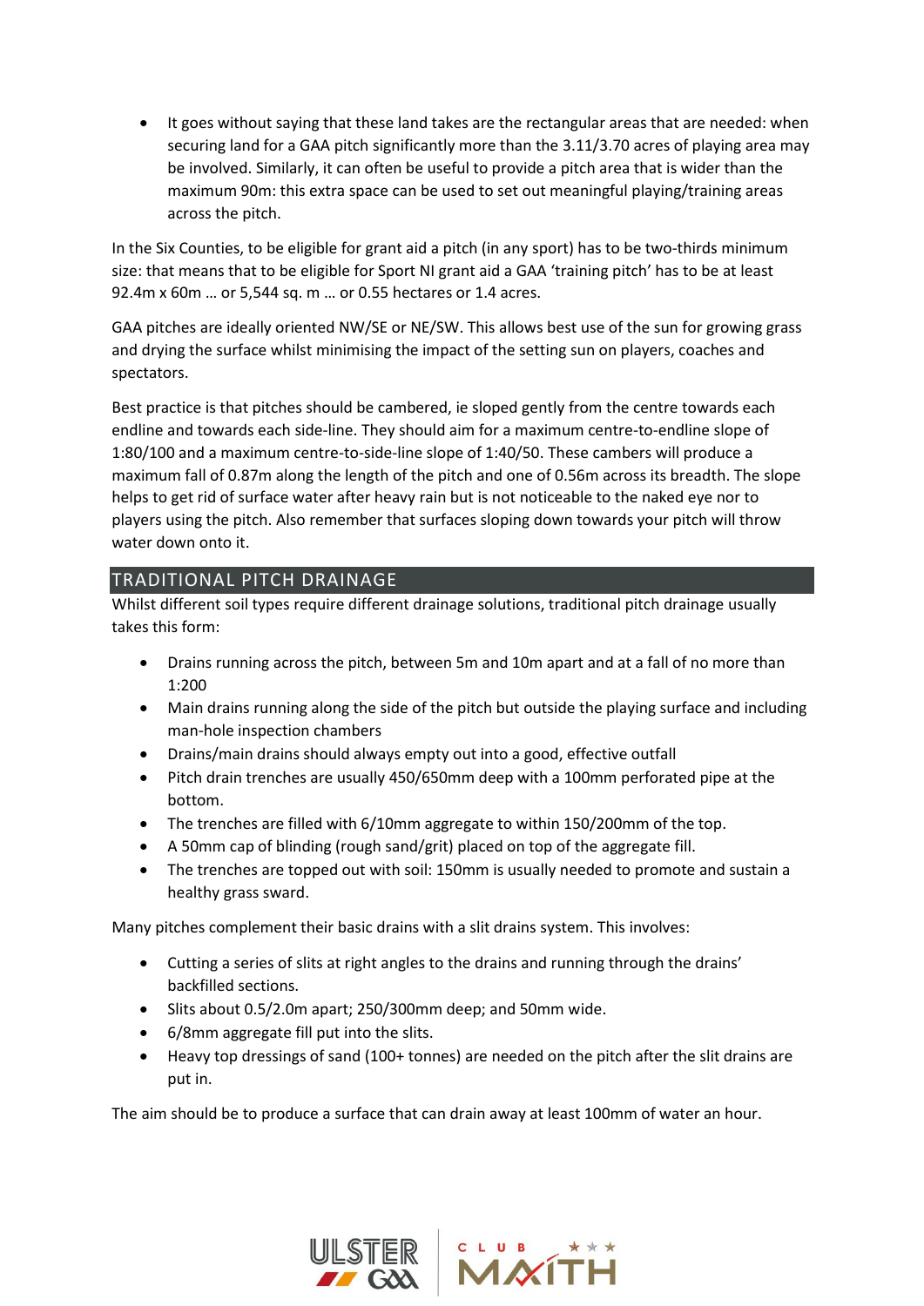- It goes without saying that these land takes are the rectangular areas that are needed: when securing land for a GAA pitch significantly more than the 3.11/3.70 acres of playing area may be involved. Similarly, it can often be useful to provide a pitch area that is wider than the maximum 90m: this extra space can be used to set out meaningful playing/training areas across the pitch.

In the Six Counties, to be eligible for grant aid a pitch (in any sport) has to be two-thirds minimum size: that means that to be eligible for Sport NI grant aid a GAA 'training pitch' has to be at least 92.4m x 60m … or 5,544 sq. m … or 0.55 hectares or 1.4 acres.

GAA pitches are ideally oriented NW/SE or NE/SW. This allows best use of the sun for growing grass and drying the surface whilst minimising the impact of the setting sun on players, coaches and spectators.

Best practice is that pitches should be cambered, ie sloped gently from the centre towards each endline and towards each side-line. They should aim for a maximum centre-to-endline slope of 1:80/100 and a maximum centre-to-side-line slope of 1:40/50. These cambers will produce a maximum fall of 0.87m along the length of the pitch and one of 0.56m across its breadth. The slope helps to get rid of surface water after heavy rain but is not noticeable to the naked eye nor to players using the pitch. Also remember that surfaces sloping down towards your pitch will throw water down onto it.

## TRADITIONAL PITCH DRAINAGE

Whilst different soil types require different drainage solutions, traditional pitch drainage usually takes this form:

- Drains running across the pitch, between 5m and 10m apart and at a fall of no more than 1:200
- Main drains running along the side of the pitch but outside the playing surface and including man-hole inspection chambers
- Drains/main drains should always empty out into a good, effective outfall
- Pitch drain trenches are usually 450/650mm deep with a 100mm perforated pipe at the bottom.
- The trenches are filled with 6/10mm aggregate to within 150/200mm of the top.
- A 50mm cap of blinding (rough sand/grit) placed on top of the aggregate fill.
- The trenches are topped out with soil: 150mm is usually needed to promote and sustain a healthy grass sward.

Many pitches complement their basic drains with a slit drains system. This involves:

- Cutting a series of slits at right angles to the drains and running through the drains' backfilled sections.
- Slits about 0.5/2.0m apart; 250/300mm deep; and 50mm wide.
- 6/8mm aggregate fill put into the slits.
- Heavy top dressings of sand (100+ tonnes) are needed on the pitch after the slit drains are put in.

The aim should be to produce a surface that can drain away at least 100mm of water an hour.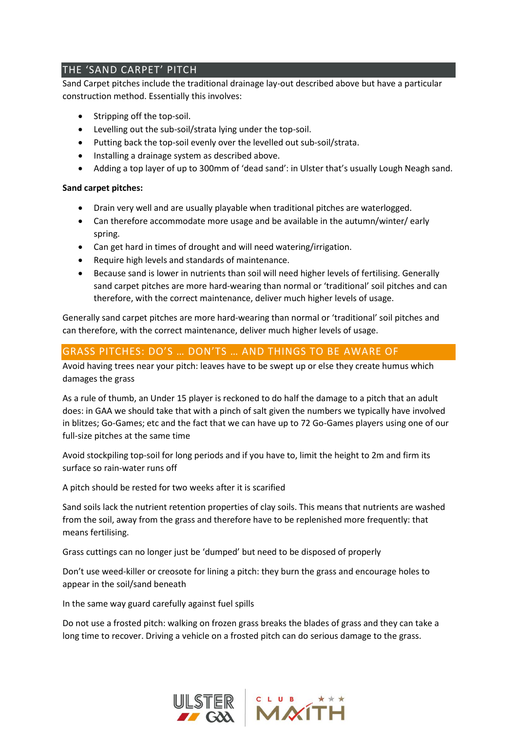## THE 'SAND CARPET' PITCH

Sand Carpet pitches include the traditional drainage lay-out described above but have a particular construction method. Essentially this involves:

- Stripping off the top-soil.
- Levelling out the sub-soil/strata lying under the top-soil.
- Putting back the top-soil evenly over the levelled out sub-soil/strata.
- Installing a drainage system as described above.
- Adding a top layer of up to 300mm of 'dead sand': in Ulster that's usually Lough Neagh sand.

**Sand carpet pitches:**

- Drain very well and are usually playable when traditional pitches are waterlogged.
- Can therefore accommodate more usage and be available in the autumn/winter/ early spring.
- Can get hard in times of drought and will need watering/irrigation.
- Require high levels and standards of maintenance.
- Because sand is lower in nutrients than soil will need higher levels of fertilising. Generally sand carpet pitches are more hard-wearing than normal or 'traditional' soil pitches and can therefore, with the correct maintenance, deliver much higher levels of usage.

Generally sand carpet pitches are more hard-wearing than normal or 'traditional' soil pitches and can therefore, with the correct maintenance, deliver much higher levels of usage.

## GRASS PITCHES: DO'S … DON'TS … AND THINGS TO BE AWARE OF

Avoid having trees near your pitch: leaves have to be swept up or else they create humus which damages the grass

As a rule of thumb, an Under 15 player is reckoned to do half the damage to a pitch that an adult does: in GAA we should take that with a pinch of salt given the numbers we typically have involved in blitzes; Go-Games; etc and the fact that we can have up to 72 Go-Games players using one of our full-size pitches at the same time

Avoid stockpiling top-soil for long periods and if you have to, limit the height to 2m and firm its surface so rain-water runs off

A pitch should be rested for two weeks after it is scarified

Sand soils lack the nutrient retention properties of clay soils. This means that nutrients are washed from the soil, away from the grass and therefore have to be replenished more frequently: that means fertilising.

Grass cuttings can no longer just be 'dumped' but need to be disposed of properly

Don't use weed-killer or creosote for lining a pitch: they burn the grass and encourage holes to appear in the soil/sand beneath

In the same way guard carefully against fuel spills

Do not use a frosted pitch: walking on frozen grass breaks the blades of grass and they can take a long time to recover. Driving a vehicle on a frosted pitch can do serious damage to the grass.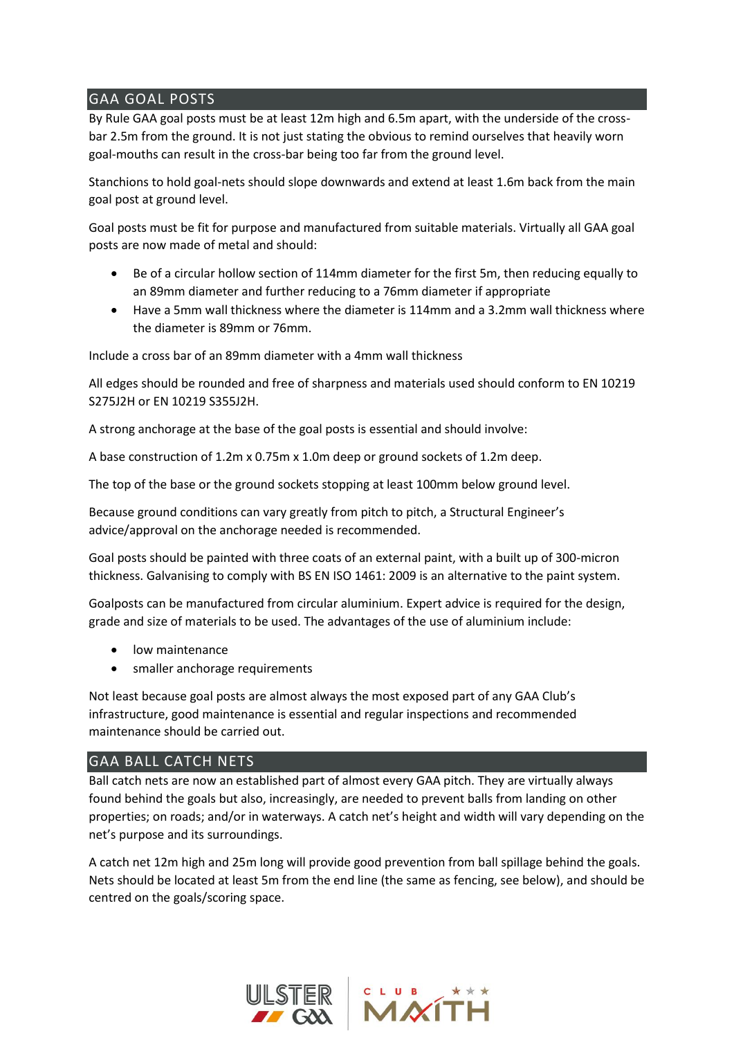## GAA GOAL POSTS

By Rule GAA goal posts must be at least 12m high and 6.5m apart, with the underside of the cross-bar 2.5m from the ground. It is not just stating the obvious to remind ourselves that heavily worn goal-mouths can result in the cross-bar being too far from the ground level.

Stanchions to hold goal-nets should slope downwards and extend at least 1.6m back from the main goal post at ground level.

Goal posts must be fit for purpose and manufactured from suitable materials. Virtually all GAA goal posts are now made of metal and should:

- Be of a circular hollow section of 114mm diameter for the first 5m, then reducing equally to an 89mm diameter and further reducing to a 76mm diameter if appropriate
- Have a 5mm wall thickness where the diameter is 114mm and a 3.2mm wall thickness where the diameter is 89mm or 76mm.

Include a cross bar of an 89mm diameter with a 4mm wall thickness

All edges should be rounded and free of sharpness and materials used should conform to EN 10219 S275J2H or EN 10219 S355J2H.

A strong anchorage at the base of the goal posts is essential and should involve:

A base construction of 1.2m x 0.75m x 1.0m deep or ground sockets of 1.2m deep.

The top of the base or the ground sockets stopping at least 100mm below ground level.

Because ground conditions can vary greatly from pitch to pitch, a Structural Engineer's advice/approval on the anchorage needed is recommended.

Goal posts should be painted with three coats of an external paint, with a built up of 300-micron thickness. Galvanising to comply with BS EN ISO 1461: 2009 is an alternative to the paint system.

Goalposts can be manufactured from circular aluminium. Expert advice is required for the design, grade and size of materials to be used. The advantages of the use of aluminium include:

- low maintenance
- smaller anchorage requirements

Not least because goal posts are almost always the most exposed part of any GAA Club's infrastructure, good maintenance is essential and regular inspections and recommended maintenance should be carried out.

## GAA BALL CATCH NETS

Ball catch nets are now an established part of almost every GAA pitch. They are virtually always found behind the goals but also, increasingly, are needed to prevent balls from landing on other properties; on roads; and/or in waterways. A catch net's height and width will vary depending on the net's purpose and its surroundings.

A catch net 12m high and 25m long will provide good prevention from ball spillage behind the goals. Nets should be located at least 5m from the end line (the same as fencing, see below), and should be centred on the goals/scoring space.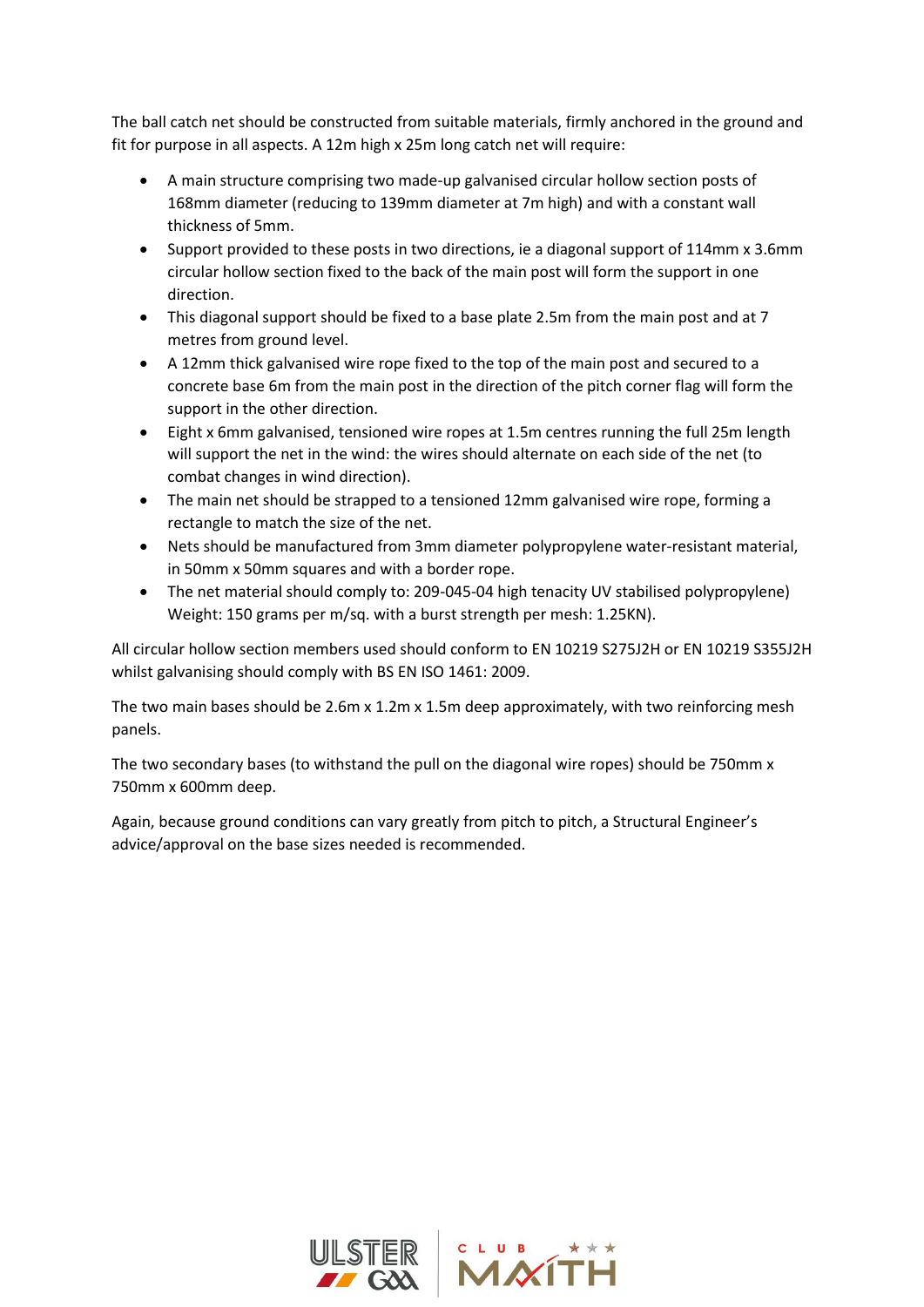The ball catch net should be constructed from suitable materials, firmly anchored in the ground and fit for purpose in all aspects. A 12m high x 25m long catch net will require:

- A main structure comprising two made-up galvanised circular hollow section posts of 168mm diameter (reducing to 139mm diameter at 7m high) and with a constant wall thickness of 5mm.
- Support provided to these posts in two directions, ie a diagonal support of 114mm x 3.6mm circular hollow section fixed to the back of the main post will form the support in one direction.
- This diagonal support should be fixed to a base plate 2.5m from the main post and at 7 metres from ground level.
- A 12mm thick galvanised wire rope fixed to the top of the main post and secured to a concrete base 6m from the main post in the direction of the pitch corner flag will form the support in the other direction.
- Eight x 6mm galvanised, tensioned wire ropes at 1.5m centres running the full 25m length will support the net in the wind: the wires should alternate on each side of the net (to combat changes in wind direction).
- The main net should be strapped to a tensioned 12mm galvanised wire rope, forming a rectangle to match the size of the net.
- Nets should be manufactured from 3mm diameter polypropylene water-resistant material, in 50mm x 50mm squares and with a border rope.
- The net material should comply to: 209-045-04 high tenacity UV stabilised polypropylene) Weight: 150 grams per m/sq. with a burst strength per mesh: 1.25KN).

All circular hollow section members used should conform to EN 10219 S275J2H or EN 10219 S355J2H whilst galvanising should comply with BS EN ISO 1461: 2009.

The two main bases should be 2.6m x 1.2m x 1.5m deep approximately, with two reinforcing mesh panels.

The two secondary bases (to withstand the pull on the diagonal wire ropes) should be 750mm x 750mm x 600mm deep.

Again, because ground conditions can vary greatly from pitch to pitch, a Structural Engineer's advice/approval on the base sizes needed is recommended.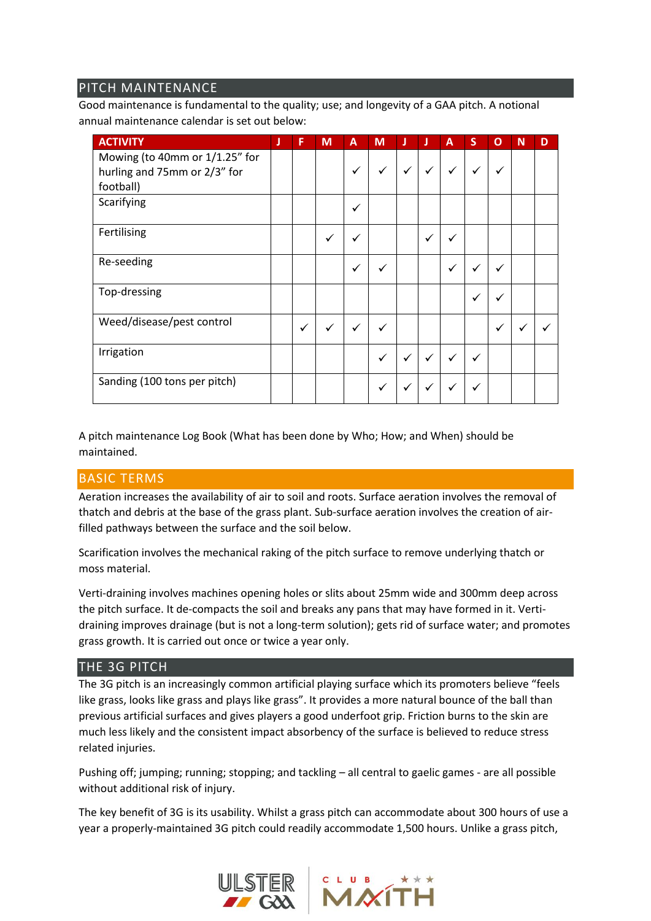## PITCH MAINTENANCE

Good maintenance is fundamental to the quality; use; and longevity of a GAA pitch. A notional annual maintenance calendar is set out below:

| ACTIVITY | J | F | M | A | M | J | J | A | S | O | N | D |
|---|---|---|---|---|---|---|---|---|---|---|---|---|
| Mowing (to 40mm or 1/1.25" for hurling and 75mm or 2/3" for football) | | | | ✓ | ✓ | ✓ | ✓ | ✓ | ✓ | ✓ | | |
| Scarifying | | | | ✓ | | | | | | | | |
| Fertilising | | | ✓ | ✓ | | | ✓ | ✓ | | | | |
| Re-seeding | | | | ✓ | ✓ | | | ✓ | ✓ | ✓ | | |
| Top-dressing | | | | | | | | | ✓ | ✓ | | |
| Weed/disease/pest control | | ✓ | ✓ | ✓ | ✓ | | | | | ✓ | ✓ | ✓ |
| Irrigation | | | | | ✓ | ✓ | ✓ | ✓ | ✓ | | | |
| Sanding (100 tons per pitch) | | | | | ✓ | ✓ | ✓ | ✓ | ✓ | | | |

A pitch maintenance Log Book (What has been done by Who; How; and When) should be maintained.

## BASIC TERMS

Aeration increases the availability of air to soil and roots. Surface aeration involves the removal of thatch and debris at the base of the grass plant. Sub-surface aeration involves the creation of air-filled pathways between the surface and the soil below.

Scarification involves the mechanical raking of the pitch surface to remove underlying thatch or moss material.

Verti-draining involves machines opening holes or slits about 25mm wide and 300mm deep across the pitch surface. It de-compacts the soil and breaks any pans that may have formed in it. Verti-draining improves drainage (but is not a long-term solution); gets rid of surface water; and promotes grass growth. It is carried out once or twice a year only.

## THE 3G PITCH

The 3G pitch is an increasingly common artificial playing surface which its promoters believe "feels like grass, looks like grass and plays like grass". It provides a more natural bounce of the ball than previous artificial surfaces and gives players a good underfoot grip. Friction burns to the skin are much less likely and the consistent impact absorbency of the surface is believed to reduce stress related injuries.

Pushing off; jumping; running; stopping; and tackling – all central to gaelic games - are all possible without additional risk of injury.

The key benefit of 3G is its usability. Whilst a grass pitch can accommodate about 300 hours of use a year a properly-maintained 3G pitch could readily accommodate 1,500 hours. Unlike a grass pitch,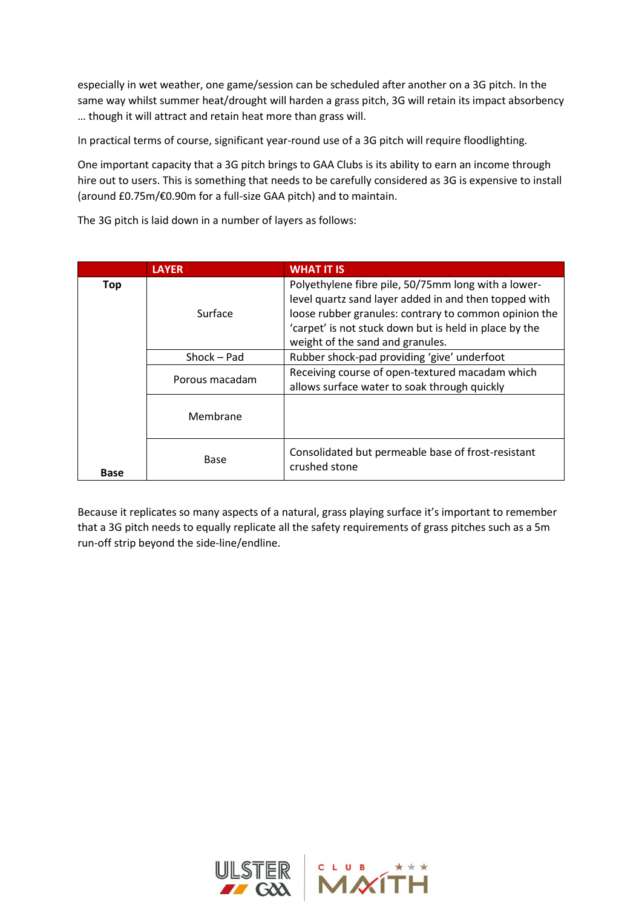especially in wet weather, one game/session can be scheduled after another on a 3G pitch. In the same way whilst summer heat/drought will harden a grass pitch, 3G will retain its impact absorbency … though it will attract and retain heat more than grass will.

In practical terms of course, significant year-round use of a 3G pitch will require floodlighting.

One important capacity that a 3G pitch brings to GAA Clubs is its ability to earn an income through hire out to users. This is something that needs to be carefully considered as 3G is expensive to install (around £0.75m/€0.90m for a full-size GAA pitch) and to maintain.

The 3G pitch is laid down in a number of layers as follows:

| | LAYER | WHAT IT IS |
|---|---|---|
| **Top** | Surface | Polyethylene fibre pile, 50/75mm long with a lower-level quartz sand layer added in and then topped with loose rubber granules: contrary to common opinion the 'carpet' is not stuck down but is held in place by the weight of the sand and granules. |
| | Shock – Pad | Rubber shock-pad providing 'give' underfoot |
| | Porous macadam | Receiving course of open-textured macadam which allows surface water to soak through quickly |
| | Membrane | |
| **Base** | Base | Consolidated but permeable base of frost-resistant crushed stone |

Because it replicates so many aspects of a natural, grass playing surface it's important to remember that a 3G pitch needs to equally replicate all the safety requirements of grass pitches such as a 5m run-off strip beyond the side-line/endline.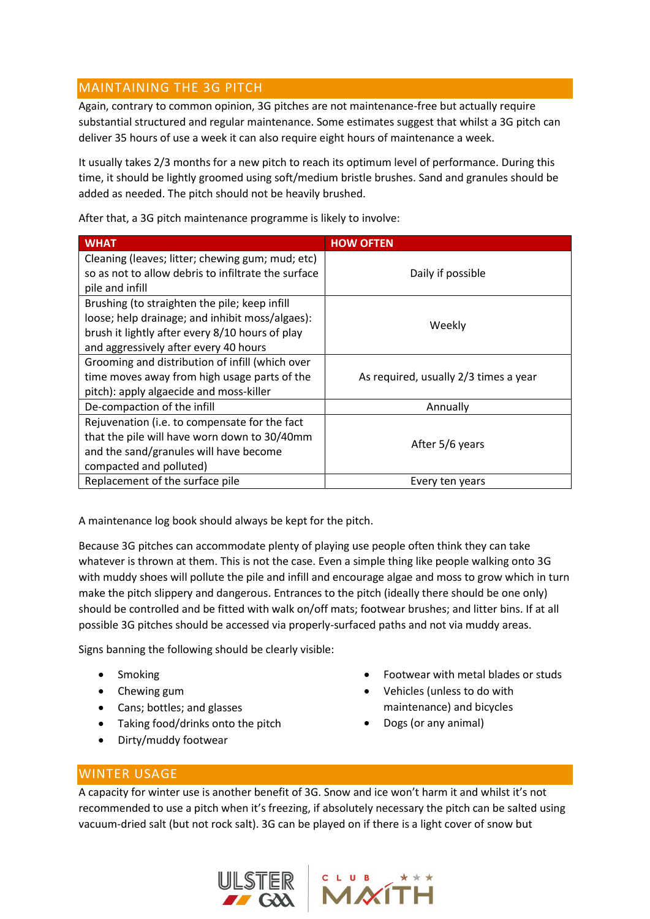## MAINTAINING THE 3G PITCH

Again, contrary to common opinion, 3G pitches are not maintenance-free but actually require substantial structured and regular maintenance. Some estimates suggest that whilst a 3G pitch can deliver 35 hours of use a week it can also require eight hours of maintenance a week.

It usually takes 2/3 months for a new pitch to reach its optimum level of performance. During this time, it should be lightly groomed using soft/medium bristle brushes. Sand and granules should be added as needed. The pitch should not be heavily brushed.

After that, a 3G pitch maintenance programme is likely to involve:

| WHAT | HOW OFTEN |
|---|---|
| Cleaning (leaves; litter; chewing gum; mud; etc) so as not to allow debris to infiltrate the surface pile and infill | Daily if possible |
| Brushing (to straighten the pile; keep infill loose; help drainage; and inhibit moss/algaes): brush it lightly after every 8/10 hours of play and aggressively after every 40 hours | Weekly |
| Grooming and distribution of infill (which over time moves away from high usage parts of the pitch): apply algaecide and moss-killer | As required, usually 2/3 times a year |
| De-compaction of the infill | Annually |
| Rejuvenation (i.e. to compensate for the fact that the pile will have worn down to 30/40mm and the sand/granules will have become compacted and polluted) | After 5/6 years |
| Replacement of the surface pile | Every ten years |

A maintenance log book should always be kept for the pitch.

Because 3G pitches can accommodate plenty of playing use people often think they can take whatever is thrown at them. This is not the case. Even a simple thing like people walking onto 3G with muddy shoes will pollute the pile and infill and encourage algae and moss to grow which in turn make the pitch slippery and dangerous. Entrances to the pitch (ideally there should be one only) should be controlled and be fitted with walk on/off mats; footwear brushes; and litter bins. If at all possible 3G pitches should be accessed via properly-surfaced paths and not via muddy areas.

Signs banning the following should be clearly visible:

- Smoking
- Chewing gum
- Cans; bottles; and glasses
- Taking food/drinks onto the pitch
- Dirty/muddy footwear
- Footwear with metal blades or studs
- Vehicles (unless to do with maintenance) and bicycles
- Dogs (or any animal)

## WINTER USAGE

A capacity for winter use is another benefit of 3G. Snow and ice won't harm it and whilst it's not recommended to use a pitch when it's freezing, if absolutely necessary the pitch can be salted using vacuum-dried salt (but not rock salt). 3G can be played on if there is a light cover of snow but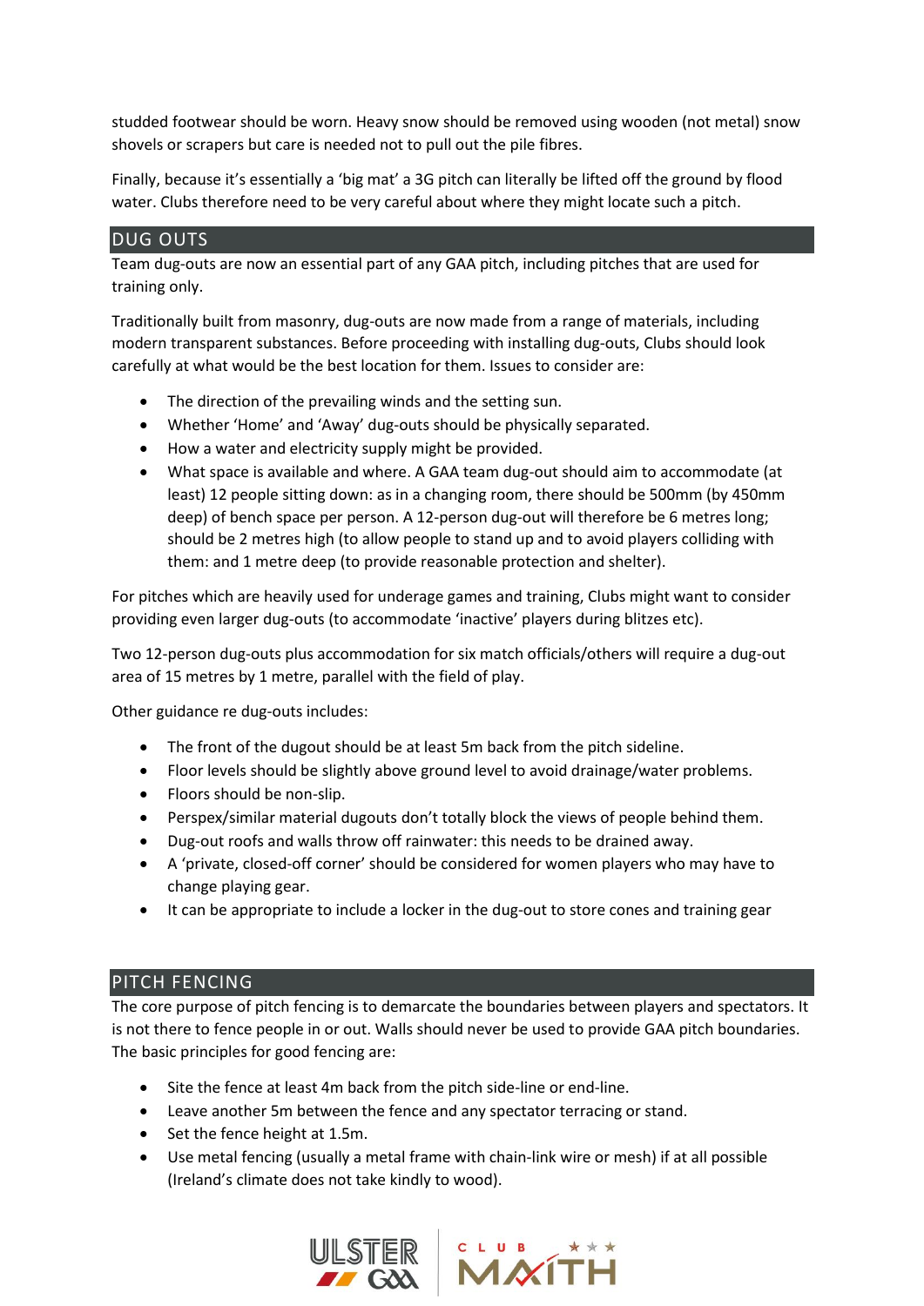studded footwear should be worn. Heavy snow should be removed using wooden (not metal) snow shovels or scrapers but care is needed not to pull out the pile fibres.

Finally, because it's essentially a 'big mat' a 3G pitch can literally be lifted off the ground by flood water. Clubs therefore need to be very careful about where they might locate such a pitch.

## DUG OUTS

Team dug-outs are now an essential part of any GAA pitch, including pitches that are used for training only.

Traditionally built from masonry, dug-outs are now made from a range of materials, including modern transparent substances. Before proceeding with installing dug-outs, Clubs should look carefully at what would be the best location for them. Issues to consider are:

- The direction of the prevailing winds and the setting sun.
- Whether 'Home' and 'Away' dug-outs should be physically separated.
- How a water and electricity supply might be provided.
- What space is available and where. A GAA team dug-out should aim to accommodate (at least) 12 people sitting down: as in a changing room, there should be 500mm (by 450mm deep) of bench space per person. A 12-person dug-out will therefore be 6 metres long; should be 2 metres high (to allow people to stand up and to avoid players colliding with them: and 1 metre deep (to provide reasonable protection and shelter).

For pitches which are heavily used for underage games and training, Clubs might want to consider providing even larger dug-outs (to accommodate 'inactive' players during blitzes etc).

Two 12-person dug-outs plus accommodation for six match officials/others will require a dug-out area of 15 metres by 1 metre, parallel with the field of play.

Other guidance re dug-outs includes:

- The front of the dugout should be at least 5m back from the pitch sideline.
- Floor levels should be slightly above ground level to avoid drainage/water problems.
- Floors should be non-slip.
- Perspex/similar material dugouts don't totally block the views of people behind them.
- Dug-out roofs and walls throw off rainwater: this needs to be drained away.
- A 'private, closed-off corner' should be considered for women players who may have to change playing gear.
- It can be appropriate to include a locker in the dug-out to store cones and training gear

## PITCH FENCING

The core purpose of pitch fencing is to demarcate the boundaries between players and spectators. It is not there to fence people in or out. Walls should never be used to provide GAA pitch boundaries. The basic principles for good fencing are:

- Site the fence at least 4m back from the pitch side-line or end-line.
- Leave another 5m between the fence and any spectator terracing or stand.
- Set the fence height at 1.5m.
- Use metal fencing (usually a metal frame with chain-link wire or mesh) if at all possible (Ireland's climate does not take kindly to wood).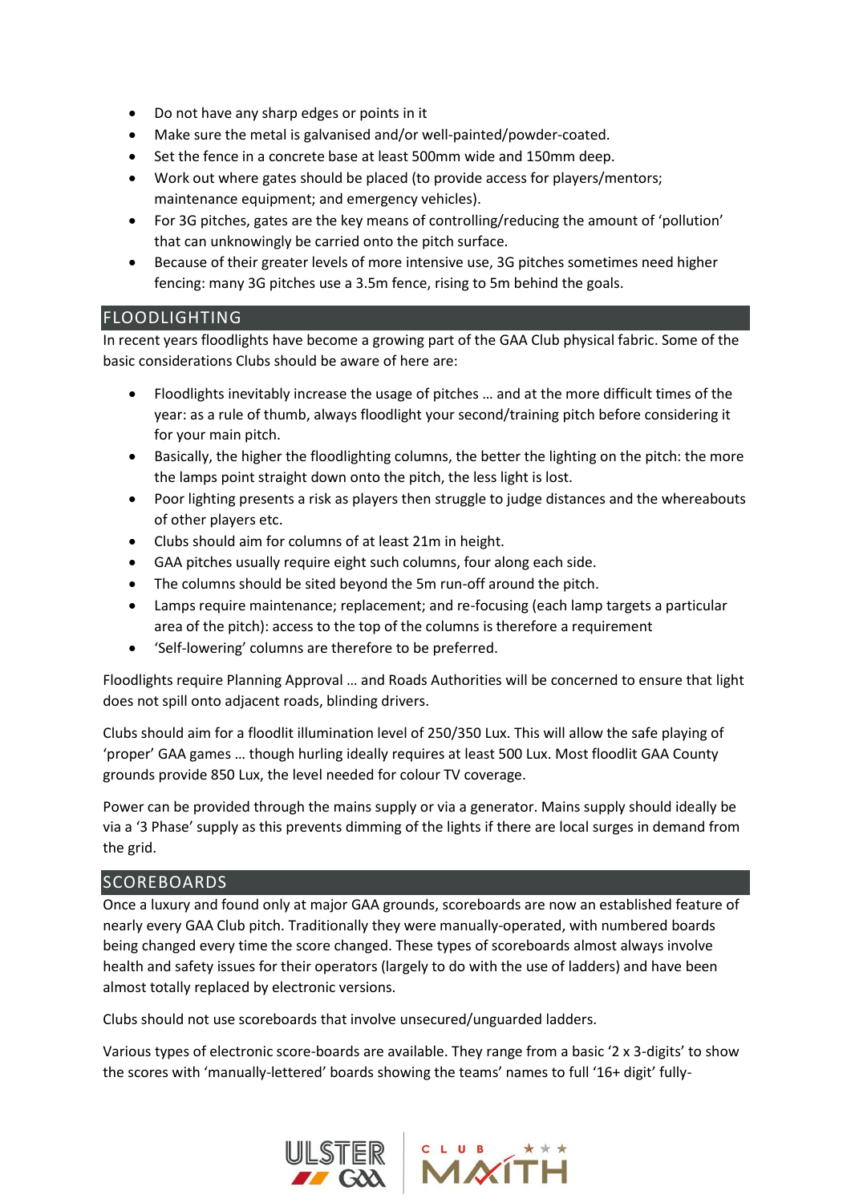- Do not have any sharp edges or points in it
- Make sure the metal is galvanised and/or well-painted/powder-coated.
- Set the fence in a concrete base at least 500mm wide and 150mm deep.
- Work out where gates should be placed (to provide access for players/mentors; maintenance equipment; and emergency vehicles).
- For 3G pitches, gates are the key means of controlling/reducing the amount of 'pollution' that can unknowingly be carried onto the pitch surface.
- Because of their greater levels of more intensive use, 3G pitches sometimes need higher fencing: many 3G pitches use a 3.5m fence, rising to 5m behind the goals.

## FLOODLIGHTING

In recent years floodlights have become a growing part of the GAA Club physical fabric. Some of the basic considerations Clubs should be aware of here are:

- Floodlights inevitably increase the usage of pitches … and at the more difficult times of the year: as a rule of thumb, always floodlight your second/training pitch before considering it for your main pitch.
- Basically, the higher the floodlighting columns, the better the lighting on the pitch: the more the lamps point straight down onto the pitch, the less light is lost.
- Poor lighting presents a risk as players then struggle to judge distances and the whereabouts of other players etc.
- Clubs should aim for columns of at least 21m in height.
- GAA pitches usually require eight such columns, four along each side.
- The columns should be sited beyond the 5m run-off around the pitch.
- Lamps require maintenance; replacement; and re-focusing (each lamp targets a particular area of the pitch): access to the top of the columns is therefore a requirement
- 'Self-lowering' columns are therefore to be preferred.

Floodlights require Planning Approval … and Roads Authorities will be concerned to ensure that light does not spill onto adjacent roads, blinding drivers.

Clubs should aim for a floodlit illumination level of 250/350 Lux. This will allow the safe playing of 'proper' GAA games … though hurling ideally requires at least 500 Lux. Most floodlit GAA County grounds provide 850 Lux, the level needed for colour TV coverage.

Power can be provided through the mains supply or via a generator. Mains supply should ideally be via a '3 Phase' supply as this prevents dimming of the lights if there are local surges in demand from the grid.

## SCOREBOARDS

Once a luxury and found only at major GAA grounds, scoreboards are now an established feature of nearly every GAA Club pitch. Traditionally they were manually-operated, with numbered boards being changed every time the score changed. These types of scoreboards almost always involve health and safety issues for their operators (largely to do with the use of ladders) and have been almost totally replaced by electronic versions.

Clubs should not use scoreboards that involve unsecured/unguarded ladders.

Various types of electronic score-boards are available. They range from a basic '2 x 3-digits' to show the scores with 'manually-lettered' boards showing the teams' names to full '16+ digit' fully-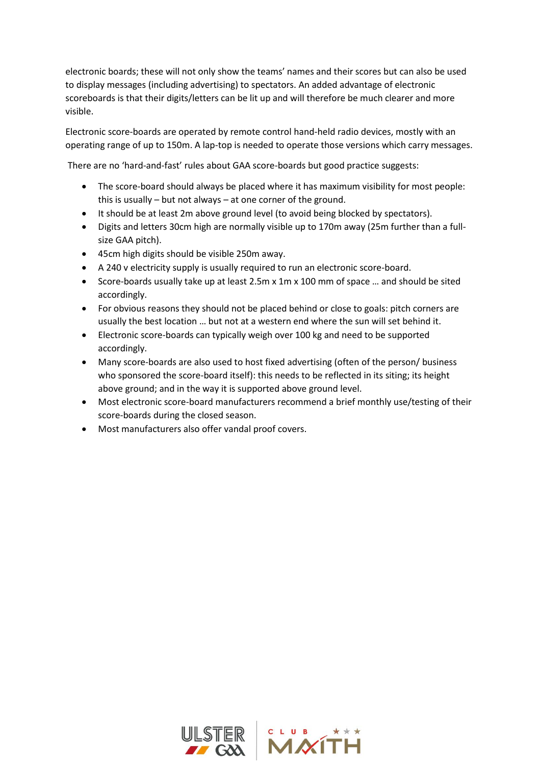electronic boards; these will not only show the teams' names and their scores but can also be used to display messages (including advertising) to spectators. An added advantage of electronic scoreboards is that their digits/letters can be lit up and will therefore be much clearer and more visible.

Electronic score-boards are operated by remote control hand-held radio devices, mostly with an operating range of up to 150m. A lap-top is needed to operate those versions which carry messages.

There are no 'hard-and-fast' rules about GAA score-boards but good practice suggests:

- The score-board should always be placed where it has maximum visibility for most people: this is usually – but not always – at one corner of the ground.
- It should be at least 2m above ground level (to avoid being blocked by spectators).
- Digits and letters 30cm high are normally visible up to 170m away (25m further than a full-size GAA pitch).
- 45cm high digits should be visible 250m away.
- A 240 v electricity supply is usually required to run an electronic score-board.
- Score-boards usually take up at least 2.5m x 1m x 100 mm of space … and should be sited accordingly.
- For obvious reasons they should not be placed behind or close to goals: pitch corners are usually the best location … but not at a western end where the sun will set behind it.
- Electronic score-boards can typically weigh over 100 kg and need to be supported accordingly.
- Many score-boards are also used to host fixed advertising (often of the person/ business who sponsored the score-board itself): this needs to be reflected in its siting; its height above ground; and in the way it is supported above ground level.
- Most electronic score-board manufacturers recommend a brief monthly use/testing of their score-boards during the closed season.
- Most manufacturers also offer vandal proof covers.